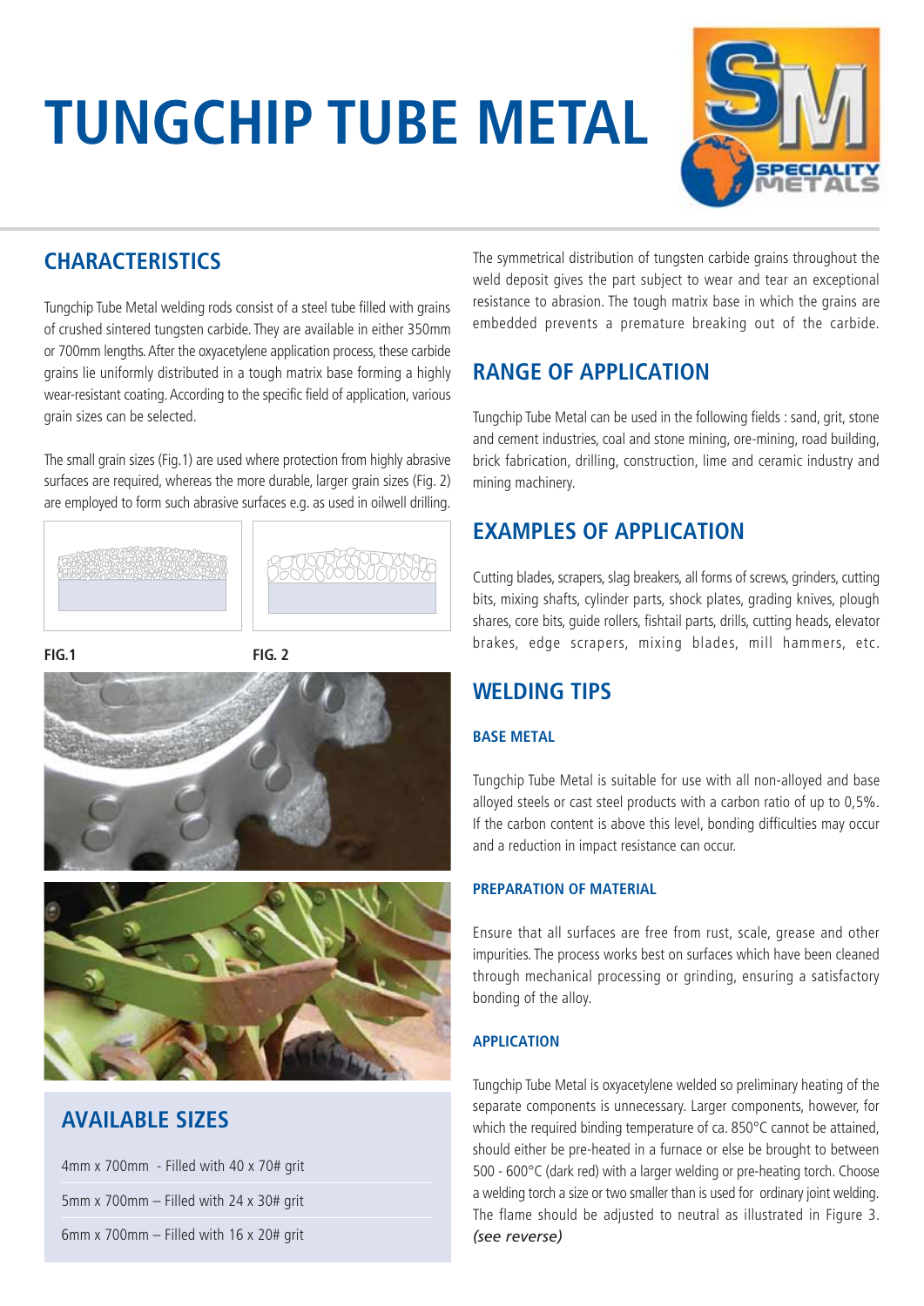# TUNGCHIP TUBE METAL

## CHARACTERISTICS

Tungchip Tube Metal welding rods consist of a steel tube filled with grains of crushed sintered tungsten carbide. They are available in either 350mm or 700mm lengths. After the oxyacetylene application process, these carbide grains lie uniformly distributed in a tough matrix base forming a highly wear-resistant coating. According to the specific field of application, various grain sizes can be selected.

The small grain sizes (Fig.1) are used where protection from highly abrasive surfaces are required, whereas the more durable, larger grain sizes (Fig. 2) are employed to form such abrasive surfaces e.g. as used in oilwell drilling.

**FIG.1** **FIG. 2**

## AVAILABLE SIZES

4mm x 700mm - Filled with 40 x 70# grit

5mm x 700mm – Filled with 24 x 30# grit

6mm x 700mm – Filled with 16 x 20# grit

The symmetrical distribution of tungsten carbide grains throughout the weld deposit gives the part subject to wear and tear an exceptional resistance to abrasion. The tough matrix base in which the grains are embedded prevents a premature breaking out of the carbide.

## RANGE OF APPLICATION

Tungchip Tube Metal can be used in the following fields : sand, grit, stone and cement industries, coal and stone mining, ore-mining, road building, brick fabrication, drilling, construction, lime and ceramic industry and mining machinery.

## EXAMPLES OF APPLICATION

Cutting blades, scrapers, slag breakers, all forms of screws, grinders, cutting bits, mixing shafts, cylinder parts, shock plates, grading knives, plough shares, core bits, guide rollers, fishtail parts, drills, cutting heads, elevator brakes, edge scrapers, mixing blades, mill hammers, etc.

## WELDING TIPS

### BASE METAL

Tungchip Tube Metal is suitable for use with all non-alloyed and base alloyed steels or cast steel products with a carbon ratio of up to 0,5%. If the carbon content is above this level, bonding difficulties may occur and a reduction in impact resistance can occur.

### PREPARATION OF MATERIAL

Ensure that all surfaces are free from rust, scale, grease and other impurities. The process works best on surfaces which have been cleaned through mechanical processing or grinding, ensuring a satisfactory bonding of the alloy.

### APPLICATION

Tungchip Tube Metal is oxyacetylene welded so preliminary heating of the separate components is unnecessary. Larger components, however, for which the required binding temperature of ca. 850°C cannot be attained, should either be pre-heated in a furnace or else be brought to between 500 - 600°C (dark red) with a larger welding or pre-heating torch. Choose a welding torch a size or two smaller than is used for ordinary joint welding. The flame should be adjusted to neutral as illustrated in Figure 3. *(see reverse)*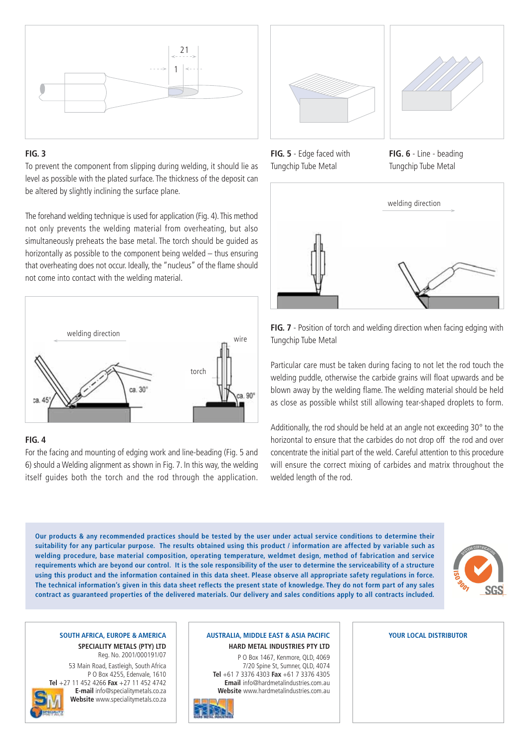21

1

**FIG. 3**

To prevent the component from slipping during welding, it should lie as level as possible with the plated surface. The thickness of the deposit can be altered by slightly inclining the surface plane.

The forehand welding technique is used for application (Fig. 4). This method not only prevents the welding material from overheating, but also simultaneously preheats the base metal. The torch should be guided as horizontally as possible to the component being welded – thus ensuring that overheating does not occur. Ideally, the "nucleus" of the flame should not come into contact with the welding material.

welding direction

wire

torch

ca. 45°

ca. 30°

ca. 90°

**FIG. 4**

For the facing and mounting of edging work and line-beading (Fig. 5 and 6) should a Welding alignment as shown in Fig. 7. In this way, the welding itself guides both the torch and the rod through the application.

**FIG. 5** - Edge faced with Tungchip Tube Metal

**FIG. 6** - Line - beading Tungchip Tube Metal

welding direction

**FIG. 7** - Position of torch and welding direction when facing edging with Tungchip Tube Metal

Particular care must be taken during facing to not let the rod touch the welding puddle, otherwise the carbide grains will float upwards and be blown away by the welding flame. The welding material should be held as close as possible whilst still allowing tear-shaped droplets to form.

Additionally, the rod should be held at an angle not exceeding 30° to the horizontal to ensure that the carbides do not drop off the rod and over concentrate the initial part of the weld. Careful attention to this procedure will ensure the correct mixing of carbides and matrix throughout the welded length of the rod.

**Our products & any recommended practices should be tested by the user under actual service conditions to determine their suitability for any particular purpose. The results obtained using this product / information are affected by variable such as welding procedure, base material composition, operating temperature, weldmet design, method of fabrication and service requirements which are beyond our control. It is the sole responsibility of the user to determine the serviceability of a structure using this product and the information contained in this data sheet. Please observe all appropriate safety regulations in force. The technical information's given in this data sheet reflects the present state of knowledge. They do not form part of any sales contract as guaranteed properties of the delivered materials. Our delivery and sales conditions apply to all contracts included.**

SYSTEM CERTIFICATION ISO 9001 SGS

**SOUTH AFRICA, EUROPE & AMERICA**

**SPECIALITY METALS (PTY) LTD**
Reg. No. 2001/000191/07

53 Main Road, Eastleigh, South Africa
P O Box 4255, Edenvale, 1610
**Tel** +27 11 452 4266 **Fax** +27 11 452 4742
**E-mail** info@specialitymetals.co.za
**Website** www.specialitymetals.co.za

**AUSTRALIA, MIDDLE EAST & ASIA PACIFIC**

**HARD METAL INDUSTRIES PTY LTD**

P O Box 1467, Kenmore, QLD, 4069
7/20 Spine St, Sumner, QLD, 4074
**Tel** +61 7 3376 4303 **Fax** +61 7 3376 4305
**Email** info@hardmetalindustries.com.au
**Website** www.hardmetalindustries.com.au

**YOUR LOCAL DISTRIBUTOR**